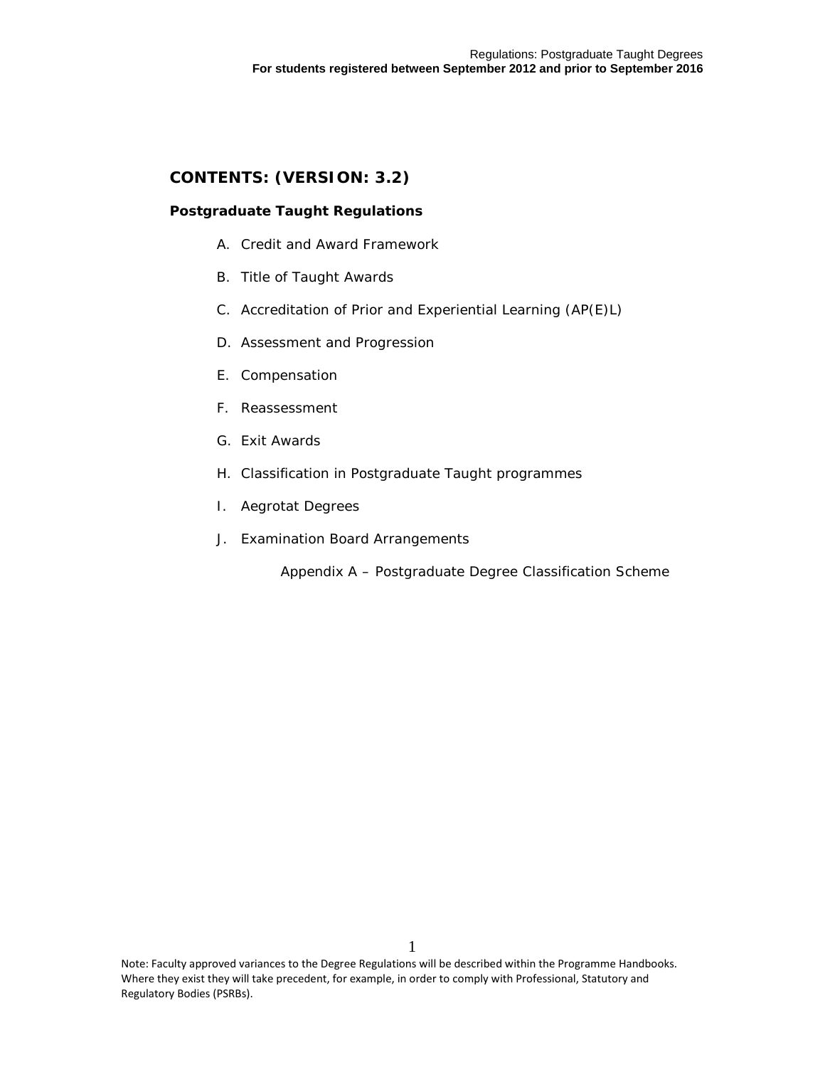## CONTENTS: (VERSION: 3.2)

### Postgraduate Taught Regulations

A. Credit and Award Framework

B. Title of Taught Awards

C. Accreditation of Prior and Experiential Learning (AP(E)L)

D. Assessment and Progression

E. Compensation

F. Reassessment

G. Exit Awards

H. Classification in Postgraduate Taught programmes

I. Aegrotat Degrees

J. Examination Board Arrangements

Appendix A – Postgraduate Degree Classification Scheme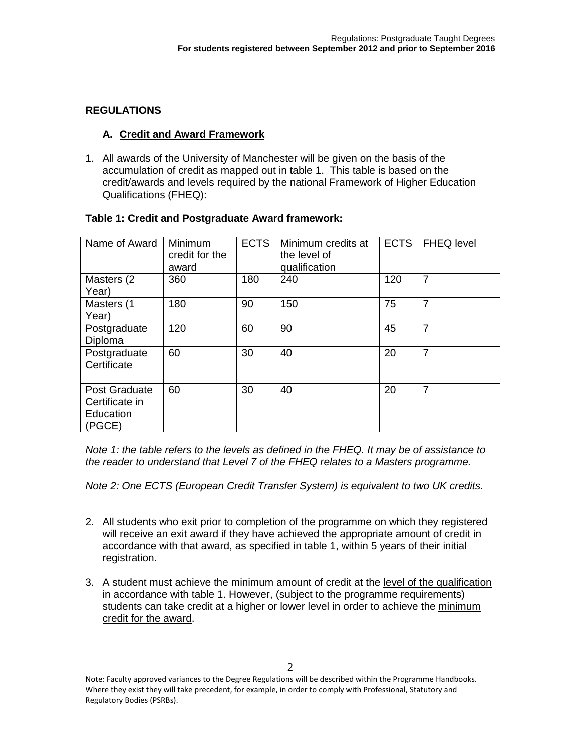## REGULATIONS

### A. Credit and Award Framework

1. All awards of the University of Manchester will be given on the basis of the accumulation of credit as mapped out in table 1. This table is based on the credit/awards and levels required by the national Framework of Higher Education Qualifications (FHEQ):

**Table 1: Credit and Postgraduate Award framework:**

| Name of Award | Minimum credit for the award | ECTS | Minimum credits at the level of qualification | ECTS | FHEQ level |
|---|---|---|---|---|---|
| Masters (2 Year) | 360 | 180 | 240 | 120 | 7 |
| Masters (1 Year) | 180 | 90 | 150 | 75 | 7 |
| Postgraduate Diploma | 120 | 60 | 90 | 45 | 7 |
| Postgraduate Certificate | 60 | 30 | 40 | 20 | 7 |
| Post Graduate Certificate in Education (PGCE) | 60 | 30 | 40 | 20 | 7 |

*Note 1: the table refers to the levels as defined in the FHEQ. It may be of assistance to the reader to understand that Level 7 of the FHEQ relates to a Masters programme.*

*Note 2: One ECTS (European Credit Transfer System) is equivalent to two UK credits.*

2. All students who exit prior to completion of the programme on which they registered will receive an exit award if they have achieved the appropriate amount of credit in accordance with that award, as specified in table 1, within 5 years of their initial registration.

3. A student must achieve the minimum amount of credit at the level of the qualification in accordance with table 1. However, (subject to the programme requirements) students can take credit at a higher or lower level in order to achieve the minimum credit for the award.

Note: Faculty approved variances to the Degree Regulations will be described within the Programme Handbooks. Where they exist they will take precedent, for example, in order to comply with Professional, Statutory and Regulatory Bodies (PSRBs).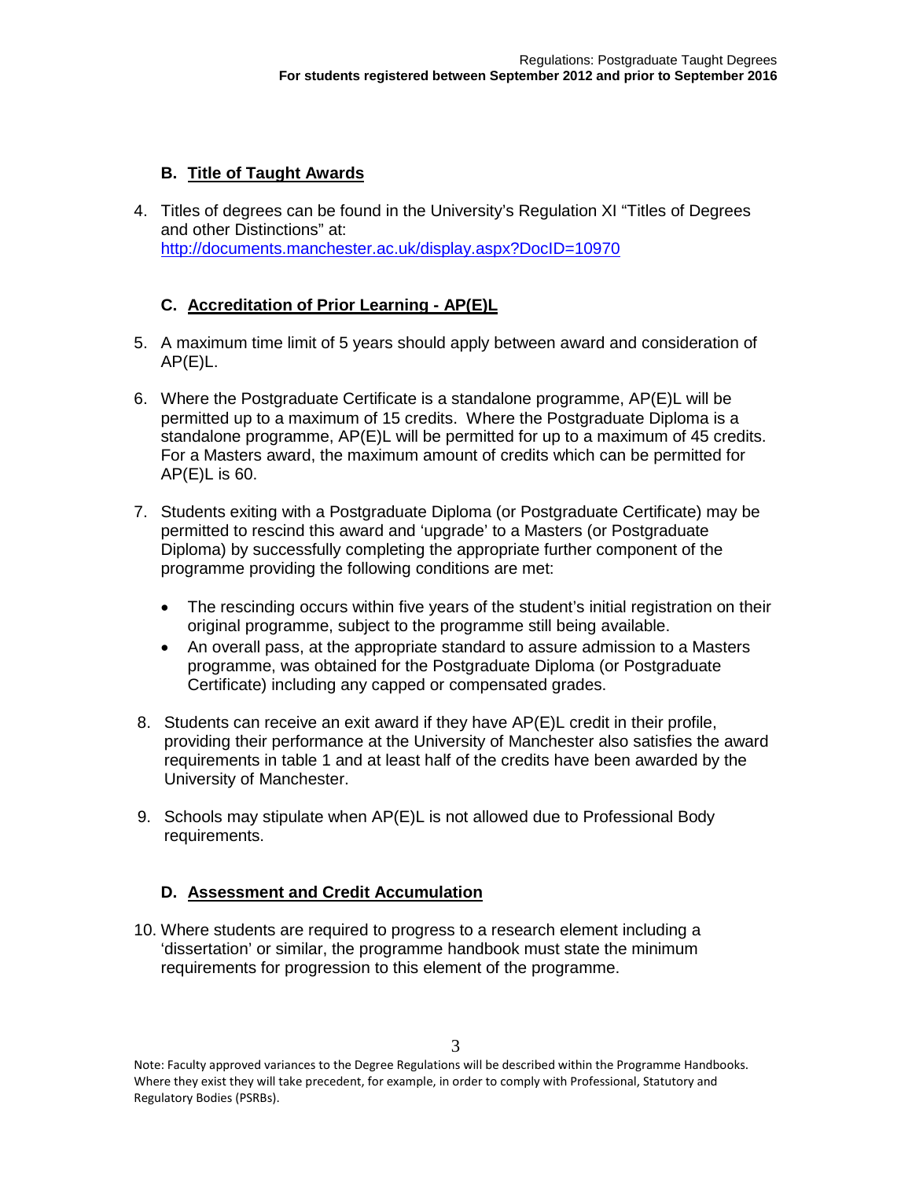## B. Title of Taught Awards

4. Titles of degrees can be found in the University's Regulation XI "Titles of Degrees and other Distinctions" at: http://documents.manchester.ac.uk/display.aspx?DocID=10970

## C. Accreditation of Prior Learning - AP(E)L

5. A maximum time limit of 5 years should apply between award and consideration of AP(E)L.

6. Where the Postgraduate Certificate is a standalone programme, AP(E)L will be permitted up to a maximum of 15 credits. Where the Postgraduate Diploma is a standalone programme, AP(E)L will be permitted for up to a maximum of 45 credits. For a Masters award, the maximum amount of credits which can be permitted for AP(E)L is 60.

7. Students exiting with a Postgraduate Diploma (or Postgraduate Certificate) may be permitted to rescind this award and 'upgrade' to a Masters (or Postgraduate Diploma) by successfully completing the appropriate further component of the programme providing the following conditions are met:

   - The rescinding occurs within five years of the student's initial registration on their original programme, subject to the programme still being available.
   - An overall pass, at the appropriate standard to assure admission to a Masters programme, was obtained for the Postgraduate Diploma (or Postgraduate Certificate) including any capped or compensated grades.

8. Students can receive an exit award if they have AP(E)L credit in their profile, providing their performance at the University of Manchester also satisfies the award requirements in table 1 and at least half of the credits have been awarded by the University of Manchester.

9. Schools may stipulate when AP(E)L is not allowed due to Professional Body requirements.

## D. Assessment and Credit Accumulation

10. Where students are required to progress to a research element including a 'dissertation' or similar, the programme handbook must state the minimum requirements for progression to this element of the programme.

Note: Faculty approved variances to the Degree Regulations will be described within the Programme Handbooks. Where they exist they will take precedent, for example, in order to comply with Professional, Statutory and Regulatory Bodies (PSRBs).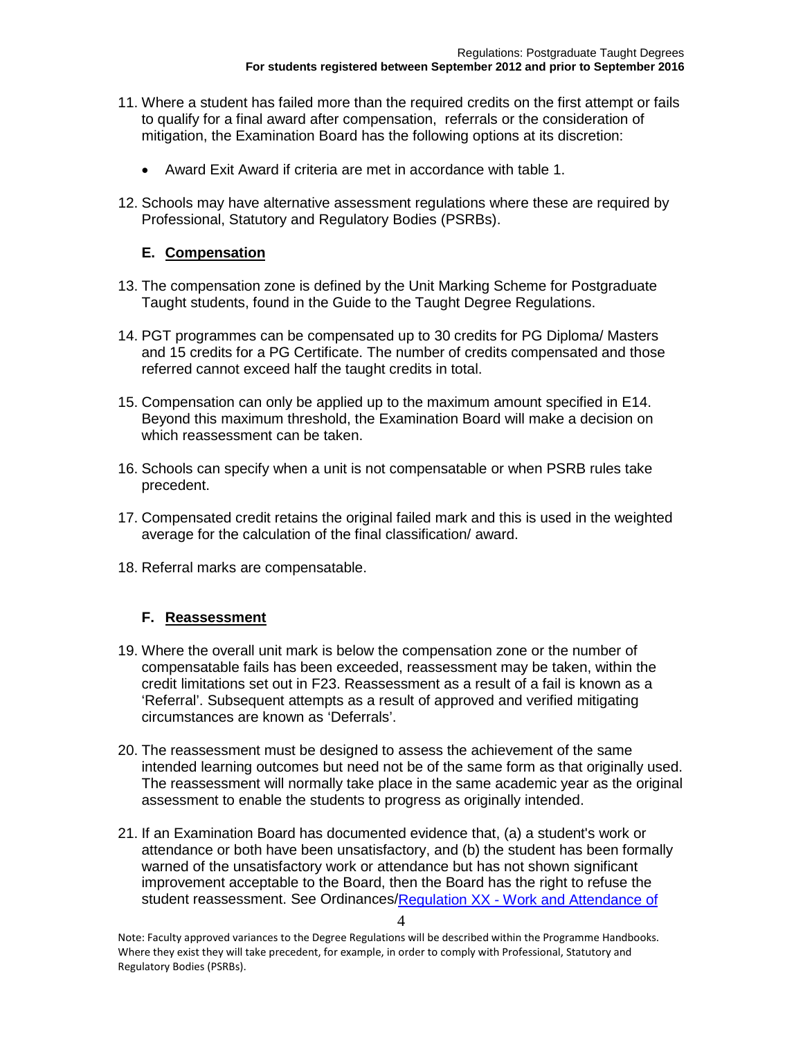11. Where a student has failed more than the required credits on the first attempt or fails to qualify for a final award after compensation, referrals or the consideration of mitigation, the Examination Board has the following options at its discretion:

    - Award Exit Award if criteria are met in accordance with table 1.

12. Schools may have alternative assessment regulations where these are required by Professional, Statutory and Regulatory Bodies (PSRBs).

## E. Compensation

13. The compensation zone is defined by the Unit Marking Scheme for Postgraduate Taught students, found in the Guide to the Taught Degree Regulations.

14. PGT programmes can be compensated up to 30 credits for PG Diploma/ Masters and 15 credits for a PG Certificate. The number of credits compensated and those referred cannot exceed half the taught credits in total.

15. Compensation can only be applied up to the maximum amount specified in E14. Beyond this maximum threshold, the Examination Board will make a decision on which reassessment can be taken.

16. Schools can specify when a unit is not compensatable or when PSRB rules take precedent.

17. Compensated credit retains the original failed mark and this is used in the weighted average for the calculation of the final classification/ award.

18. Referral marks are compensatable.

## F. Reassessment

19. Where the overall unit mark is below the compensation zone or the number of compensatable fails has been exceeded, reassessment may be taken, within the credit limitations set out in F23. Reassessment as a result of a fail is known as a 'Referral'. Subsequent attempts as a result of approved and verified mitigating circumstances are known as 'Deferrals'.

20. The reassessment must be designed to assess the achievement of the same intended learning outcomes but need not be of the same form as that originally used. The reassessment will normally take place in the same academic year as the original assessment to enable the students to progress as originally intended.

21. If an Examination Board has documented evidence that, (a) a student's work or attendance or both have been unsatisfactory, and (b) the student has been formally warned of the unsatisfactory work or attendance but has not shown significant improvement acceptable to the Board, then the Board has the right to refuse the student reassessment. See Ordinances/Regulation XX - Work and Attendance of

Note: Faculty approved variances to the Degree Regulations will be described within the Programme Handbooks. Where they exist they will take precedent, for example, in order to comply with Professional, Statutory and Regulatory Bodies (PSRBs).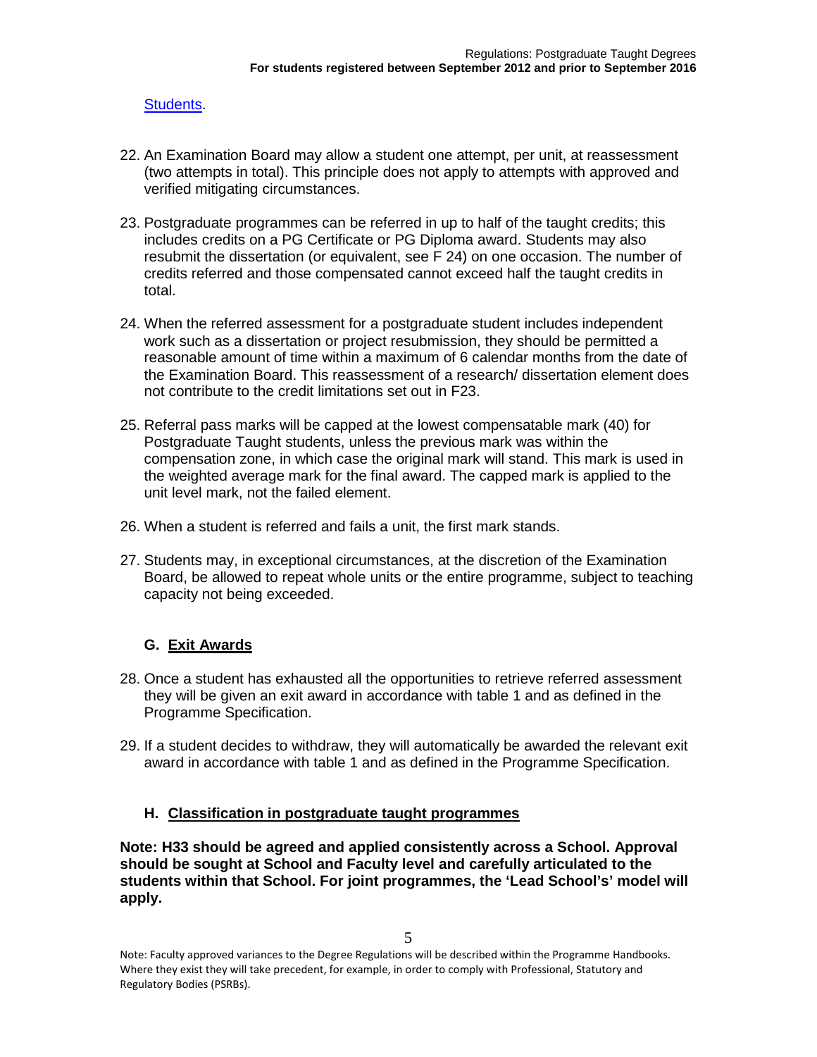[Students](#).

22. An Examination Board may allow a student one attempt, per unit, at reassessment (two attempts in total). This principle does not apply to attempts with approved and verified mitigating circumstances.

23. Postgraduate programmes can be referred in up to half of the taught credits; this includes credits on a PG Certificate or PG Diploma award. Students may also resubmit the dissertation (or equivalent, see F 24) on one occasion. The number of credits referred and those compensated cannot exceed half the taught credits in total.

24. When the referred assessment for a postgraduate student includes independent work such as a dissertation or project resubmission, they should be permitted a reasonable amount of time within a maximum of 6 calendar months from the date of the Examination Board. This reassessment of a research/ dissertation element does not contribute to the credit limitations set out in F23.

25. Referral pass marks will be capped at the lowest compensatable mark (40) for Postgraduate Taught students, unless the previous mark was within the compensation zone, in which case the original mark will stand. This mark is used in the weighted average mark for the final award. The capped mark is applied to the unit level mark, not the failed element.

26. When a student is referred and fails a unit, the first mark stands.

27. Students may, in exceptional circumstances, at the discretion of the Examination Board, be allowed to repeat whole units or the entire programme, subject to teaching capacity not being exceeded.

## G. Exit Awards

28. Once a student has exhausted all the opportunities to retrieve referred assessment they will be given an exit award in accordance with table 1 and as defined in the Programme Specification.

29. If a student decides to withdraw, they will automatically be awarded the relevant exit award in accordance with table 1 and as defined in the Programme Specification.

## H. Classification in postgraduate taught programmes

**Note: H33 should be agreed and applied consistently across a School. Approval should be sought at School and Faculty level and carefully articulated to the students within that School. For joint programmes, the 'Lead School's' model will apply.**

Note: Faculty approved variances to the Degree Regulations will be described within the Programme Handbooks. Where they exist they will take precedent, for example, in order to comply with Professional, Statutory and Regulatory Bodies (PSRBs).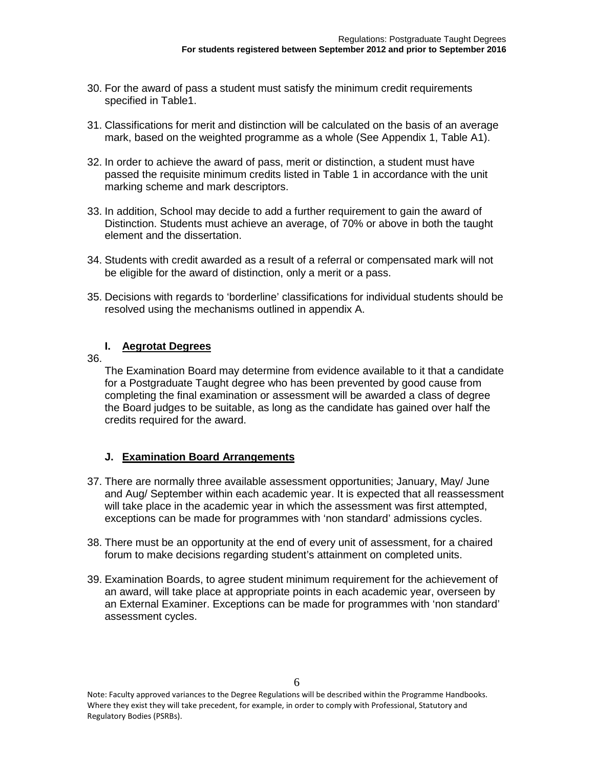30. For the award of pass a student must satisfy the minimum credit requirements specified in Table1.

31. Classifications for merit and distinction will be calculated on the basis of an average mark, based on the weighted programme as a whole (See Appendix 1, Table A1).

32. In order to achieve the award of pass, merit or distinction, a student must have passed the requisite minimum credits listed in Table 1 in accordance with the unit marking scheme and mark descriptors.

33. In addition, School may decide to add a further requirement to gain the award of Distinction. Students must achieve an average, of 70% or above in both the taught element and the dissertation.

34. Students with credit awarded as a result of a referral or compensated mark will not be eligible for the award of distinction, only a merit or a pass.

35. Decisions with regards to 'borderline' classifications for individual students should be resolved using the mechanisms outlined in appendix A.

## I. Aegrotat Degrees

36. The Examination Board may determine from evidence available to it that a candidate for a Postgraduate Taught degree who has been prevented by good cause from completing the final examination or assessment will be awarded a class of degree the Board judges to be suitable, as long as the candidate has gained over half the credits required for the award.

## J. Examination Board Arrangements

37. There are normally three available assessment opportunities; January, May/ June and Aug/ September within each academic year. It is expected that all reassessment will take place in the academic year in which the assessment was first attempted, exceptions can be made for programmes with 'non standard' admissions cycles.

38. There must be an opportunity at the end of every unit of assessment, for a chaired forum to make decisions regarding student's attainment on completed units.

39. Examination Boards, to agree student minimum requirement for the achievement of an award, will take place at appropriate points in each academic year, overseen by an External Examiner. Exceptions can be made for programmes with 'non standard' assessment cycles.

Note: Faculty approved variances to the Degree Regulations will be described within the Programme Handbooks. Where they exist they will take precedent, for example, in order to comply with Professional, Statutory and Regulatory Bodies (PSRBs).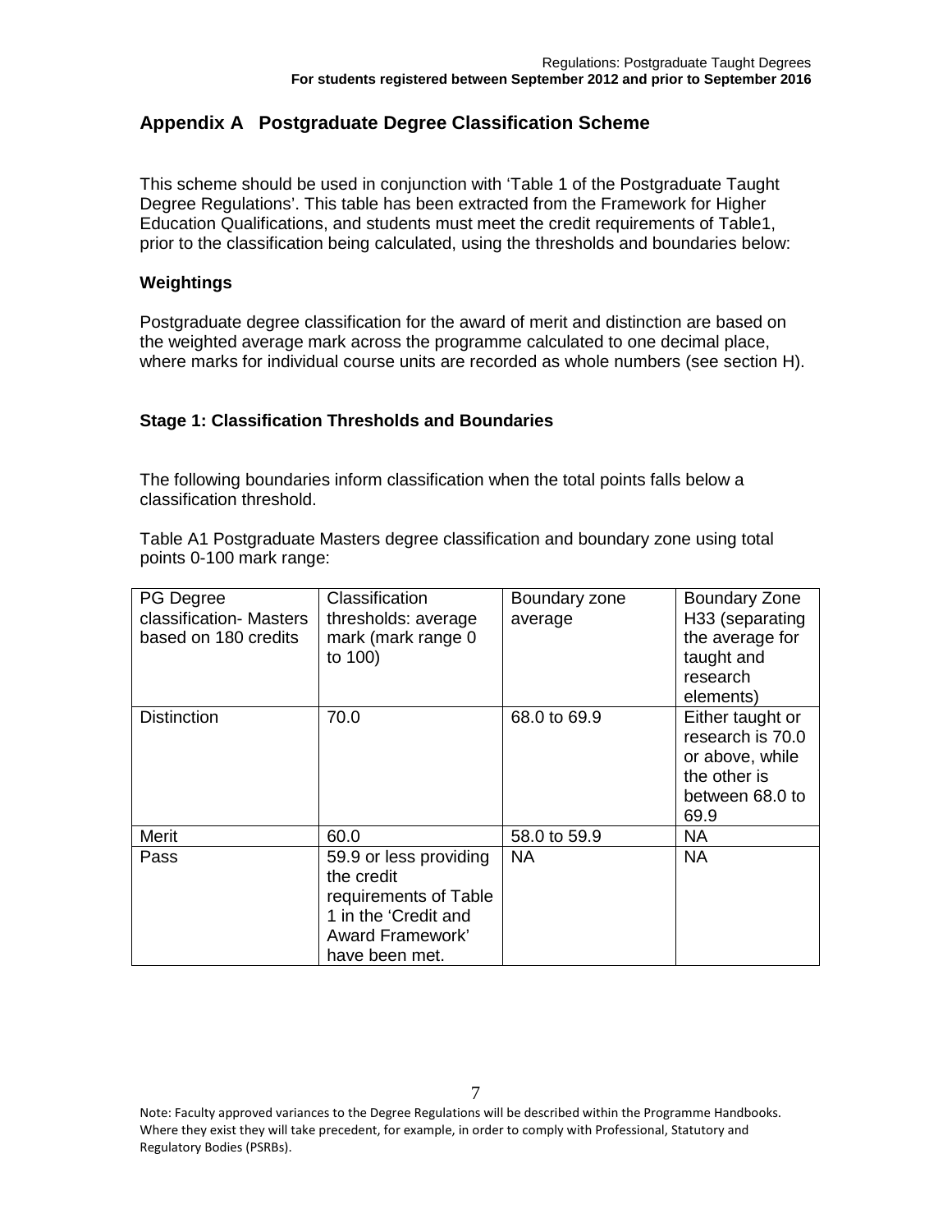## Appendix A Postgraduate Degree Classification Scheme

This scheme should be used in conjunction with 'Table 1 of the Postgraduate Taught Degree Regulations'. This table has been extracted from the Framework for Higher Education Qualifications, and students must meet the credit requirements of Table1, prior to the classification being calculated, using the thresholds and boundaries below:

### Weightings

Postgraduate degree classification for the award of merit and distinction are based on the weighted average mark across the programme calculated to one decimal place, where marks for individual course units are recorded as whole numbers (see section H).

### Stage 1: Classification Thresholds and Boundaries

The following boundaries inform classification when the total points falls below a classification threshold.

Table A1 Postgraduate Masters degree classification and boundary zone using total points 0-100 mark range:

| PG Degree classification- Masters based on 180 credits | Classification thresholds: average mark (mark range 0 to 100) | Boundary zone average | Boundary Zone H33 (separating the average for taught and research elements) |
|---|---|---|---|
| Distinction | 70.0 | 68.0 to 69.9 | Either taught or research is 70.0 or above, while the other is between 68.0 to 69.9 |
| Merit | 60.0 | 58.0 to 59.9 | NA |
| Pass | 59.9 or less providing the credit requirements of Table 1 in the 'Credit and Award Framework' have been met. | NA | NA |

Note: Faculty approved variances to the Degree Regulations will be described within the Programme Handbooks. Where they exist they will take precedent, for example, in order to comply with Professional, Statutory and Regulatory Bodies (PSRBs).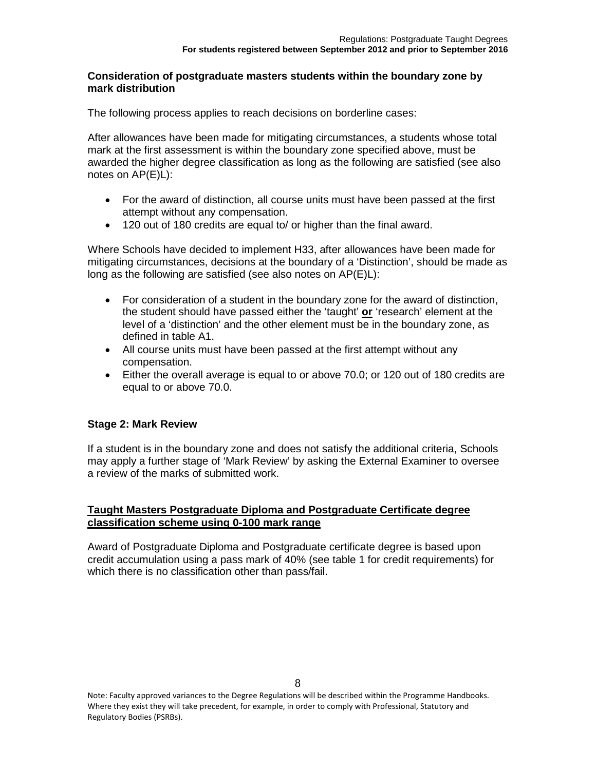### Consideration of postgraduate masters students within the boundary zone by mark distribution

The following process applies to reach decisions on borderline cases:

After allowances have been made for mitigating circumstances, a students whose total mark at the first assessment is within the boundary zone specified above, must be awarded the higher degree classification as long as the following are satisfied (see also notes on AP(E)L):

- For the award of distinction, all course units must have been passed at the first attempt without any compensation.
- 120 out of 180 credits are equal to/ or higher than the final award.

Where Schools have decided to implement H33, after allowances have been made for mitigating circumstances, decisions at the boundary of a 'Distinction', should be made as long as the following are satisfied (see also notes on AP(E)L):

- For consideration of a student in the boundary zone for the award of distinction, the student should have passed either the 'taught' **or** 'research' element at the level of a 'distinction' and the other element must be in the boundary zone, as defined in table A1.
- All course units must have been passed at the first attempt without any compensation.
- Either the overall average is equal to or above 70.0; or 120 out of 180 credits are equal to or above 70.0.

### Stage 2: Mark Review

If a student is in the boundary zone and does not satisfy the additional criteria, Schools may apply a further stage of 'Mark Review' by asking the External Examiner to oversee a review of the marks of submitted work.

### Taught Masters Postgraduate Diploma and Postgraduate Certificate degree classification scheme using 0-100 mark range

Award of Postgraduate Diploma and Postgraduate certificate degree is based upon credit accumulation using a pass mark of 40% (see table 1 for credit requirements) for which there is no classification other than pass/fail.

Note: Faculty approved variances to the Degree Regulations will be described within the Programme Handbooks. Where they exist they will take precedent, for example, in order to comply with Professional, Statutory and Regulatory Bodies (PSRBs).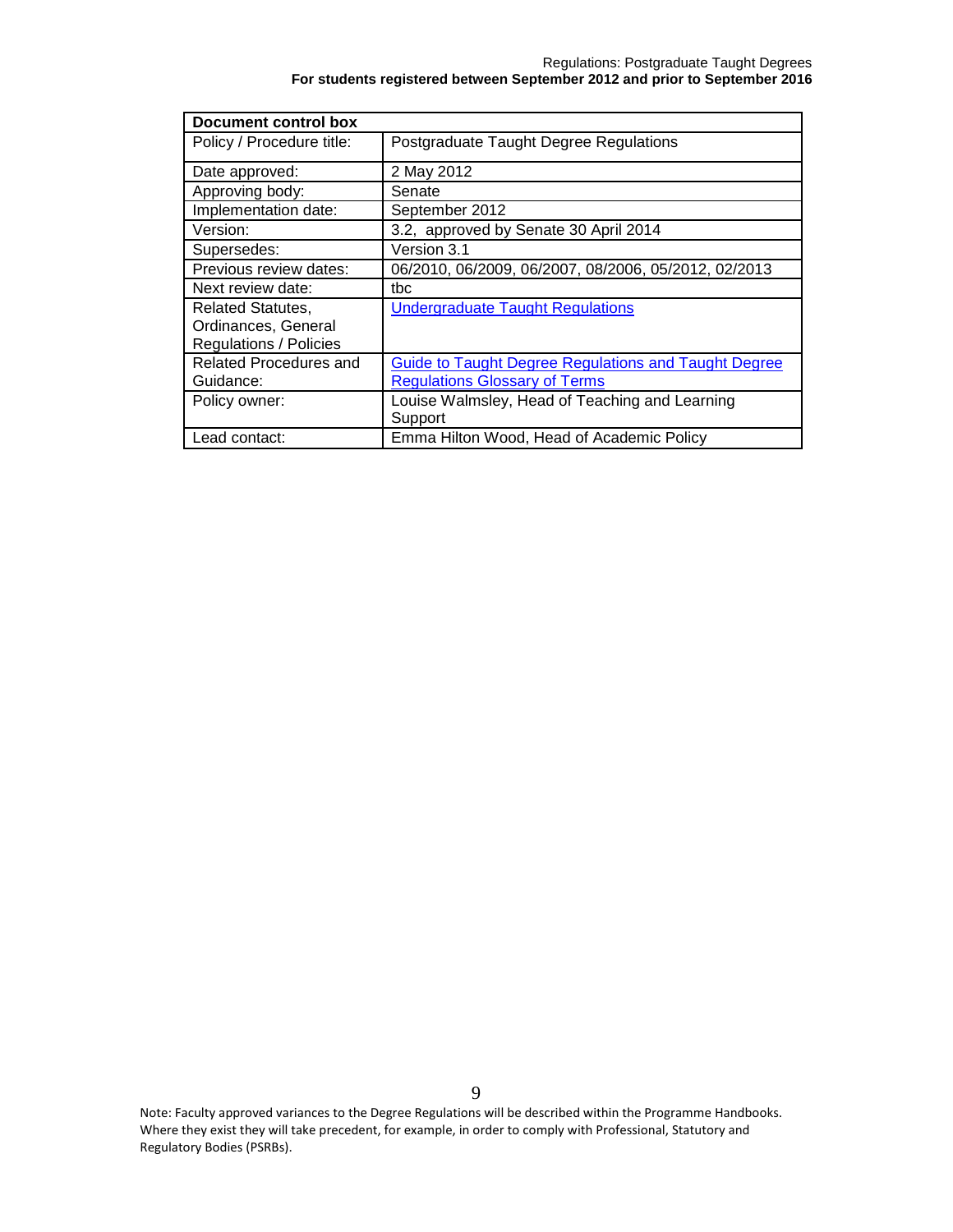| Document control box | |
|---|---|
| Policy / Procedure title: | Postgraduate Taught Degree Regulations |
| Date approved: | 2 May 2012 |
| Approving body: | Senate |
| Implementation date: | September 2012 |
| Version: | 3.2, approved by Senate 30 April 2014 |
| Supersedes: | Version 3.1 |
| Previous review dates: | 06/2010, 06/2009, 06/2007, 08/2006, 05/2012, 02/2013 |
| Next review date: | tbc |
| Related Statutes, Ordinances, General Regulations / Policies | Undergraduate Taught Regulations |
| Related Procedures and Guidance: | Guide to Taught Degree Regulations and Taught Degree Regulations Glossary of Terms |
| Policy owner: | Louise Walmsley, Head of Teaching and Learning Support |
| Lead contact: | Emma Hilton Wood, Head of Academic Policy |

Note: Faculty approved variances to the Degree Regulations will be described within the Programme Handbooks. Where they exist they will take precedent, for example, in order to comply with Professional, Statutory and Regulatory Bodies (PSRBs).